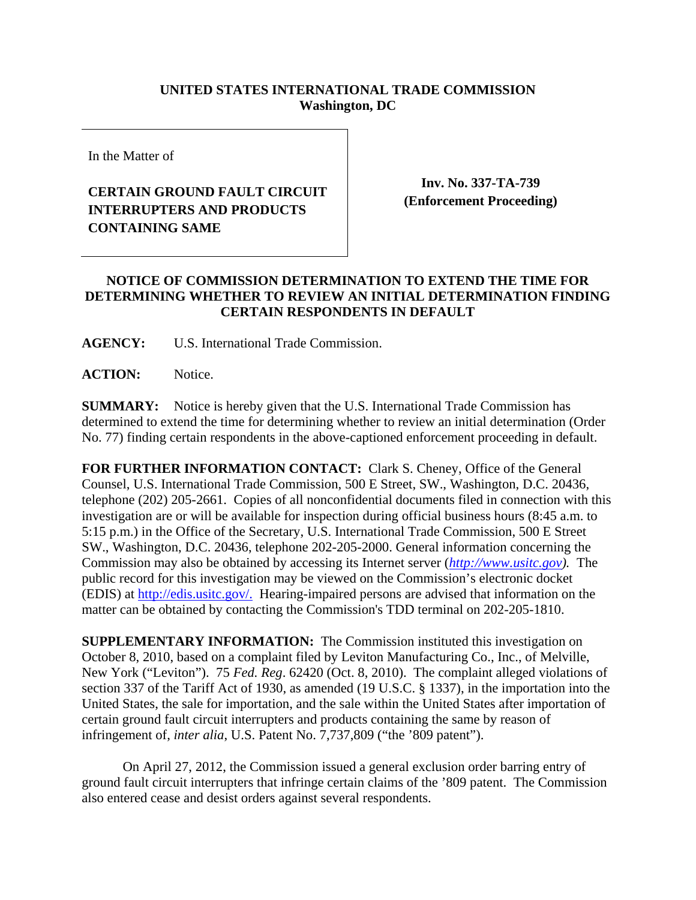**UNITED STATES INTERNATIONAL TRADE COMMISSION**
**Washington, DC**

In the Matter of

**CERTAIN GROUND FAULT CIRCUIT INTERRUPTERS AND PRODUCTS CONTAINING SAME**

**Inv. No. 337-TA-739**
**(Enforcement Proceeding)**

**NOTICE OF COMMISSION DETERMINATION TO EXTEND THE TIME FOR DETERMINING WHETHER TO REVIEW AN INITIAL DETERMINATION FINDING CERTAIN RESPONDENTS IN DEFAULT**

**AGENCY:** U.S. International Trade Commission.

**ACTION:** Notice.

**SUMMARY:** Notice is hereby given that the U.S. International Trade Commission has determined to extend the time for determining whether to review an initial determination (Order No. 77) finding certain respondents in the above-captioned enforcement proceeding in default.

**FOR FURTHER INFORMATION CONTACT:** Clark S. Cheney, Office of the General Counsel, U.S. International Trade Commission, 500 E Street, SW., Washington, D.C. 20436, telephone (202) 205-2661. Copies of all nonconfidential documents filed in connection with this investigation are or will be available for inspection during official business hours (8:45 a.m. to 5:15 p.m.) in the Office of the Secretary, U.S. International Trade Commission, 500 E Street SW., Washington, D.C. 20436, telephone 202-205-2000. General information concerning the Commission may also be obtained by accessing its Internet server (*http://www.usitc.gov*). The public record for this investigation may be viewed on the Commission's electronic docket (EDIS) at http://edis.usitc.gov/. Hearing-impaired persons are advised that information on the matter can be obtained by contacting the Commission's TDD terminal on 202-205-1810.

**SUPPLEMENTARY INFORMATION:** The Commission instituted this investigation on October 8, 2010, based on a complaint filed by Leviton Manufacturing Co., Inc., of Melville, New York ("Leviton"). 75 *Fed. Reg*. 62420 (Oct. 8, 2010). The complaint alleged violations of section 337 of the Tariff Act of 1930, as amended (19 U.S.C. § 1337), in the importation into the United States, the sale for importation, and the sale within the United States after importation of certain ground fault circuit interrupters and products containing the same by reason of infringement of, *inter alia*, U.S. Patent No. 7,737,809 ("the '809 patent").

On April 27, 2012, the Commission issued a general exclusion order barring entry of ground fault circuit interrupters that infringe certain claims of the '809 patent. The Commission also entered cease and desist orders against several respondents.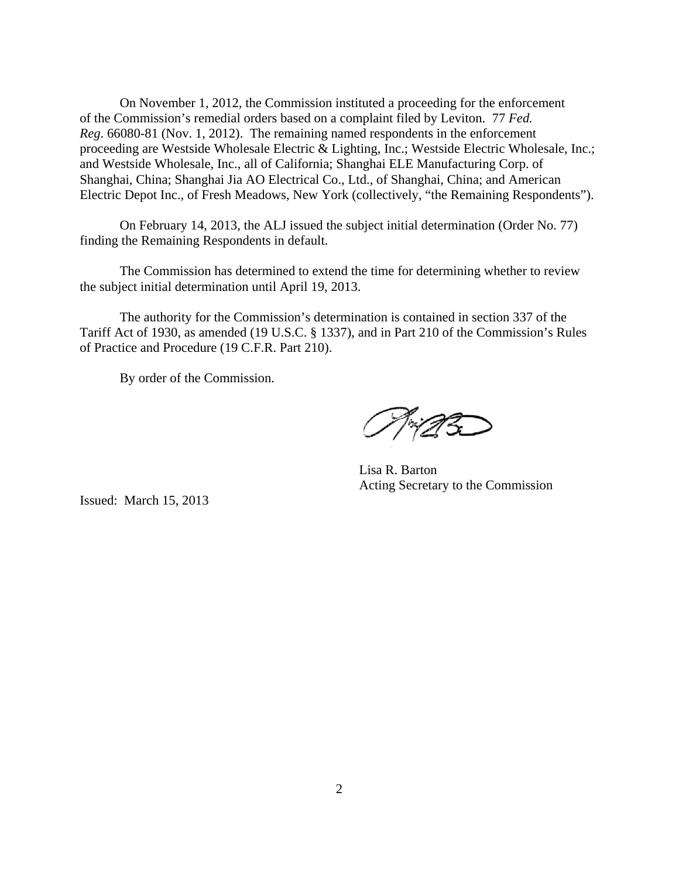On November 1, 2012, the Commission instituted a proceeding for the enforcement of the Commission's remedial orders based on a complaint filed by Leviton. 77 *Fed. Reg*. 66080-81 (Nov. 1, 2012). The remaining named respondents in the enforcement proceeding are Westside Wholesale Electric & Lighting, Inc.; Westside Electric Wholesale, Inc.; and Westside Wholesale, Inc., all of California; Shanghai ELE Manufacturing Corp. of Shanghai, China; Shanghai Jia AO Electrical Co., Ltd., of Shanghai, China; and American Electric Depot Inc., of Fresh Meadows, New York (collectively, "the Remaining Respondents").

On February 14, 2013, the ALJ issued the subject initial determination (Order No. 77) finding the Remaining Respondents in default.

The Commission has determined to extend the time for determining whether to review the subject initial determination until April 19, 2013.

The authority for the Commission's determination is contained in section 337 of the Tariff Act of 1930, as amended (19 U.S.C. § 1337), and in Part 210 of the Commission's Rules of Practice and Procedure (19 C.F.R. Part 210).

By order of the Commission.

Lisa R. Barton
Acting Secretary to the Commission

Issued: March 15, 2013